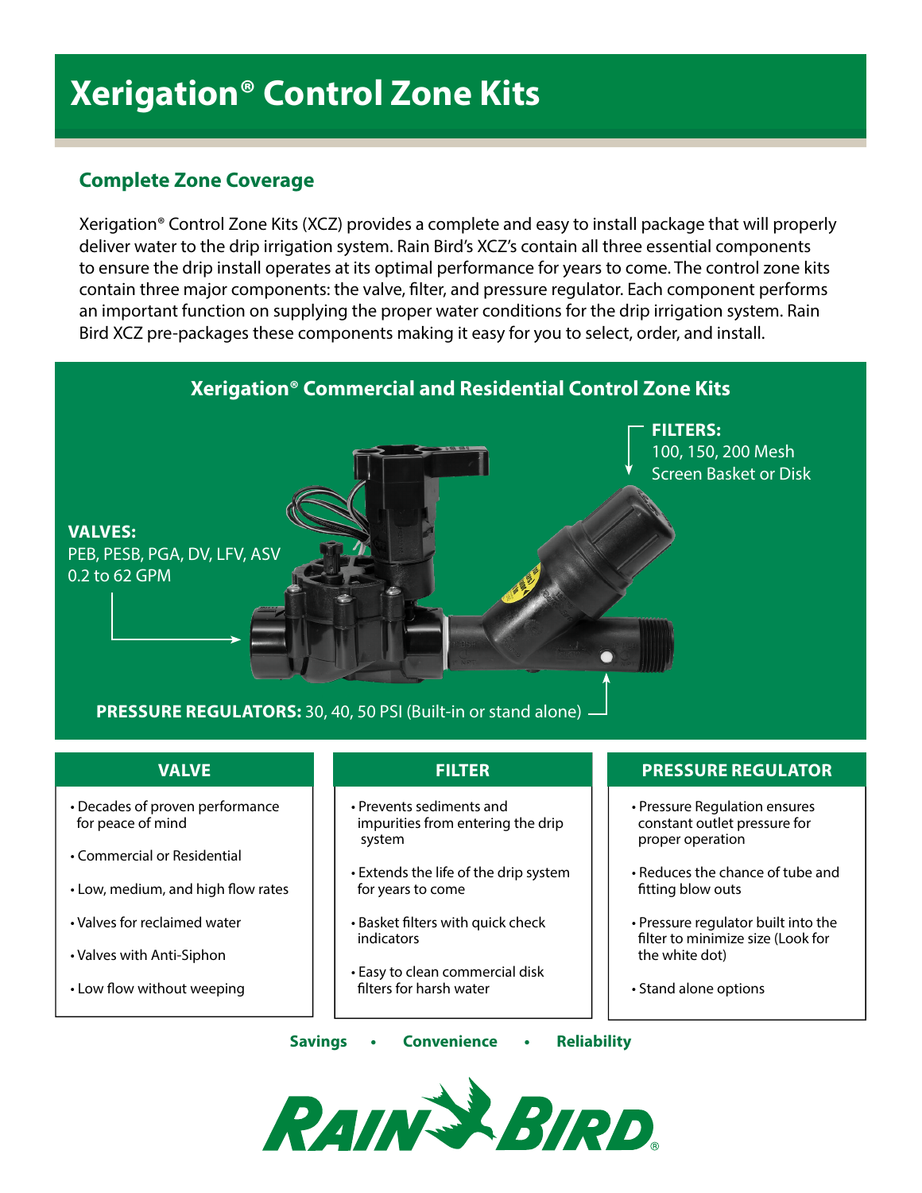# Xerigation® Control Zone Kits

## Complete Zone Coverage

Xerigation® Control Zone Kits (XCZ) provides a complete and easy to install package that will properly deliver water to the drip irrigation system. Rain Bird's XCZ's contain all three essential components to ensure the drip install operates at its optimal performance for years to come. The control zone kits contain three major components: the valve, filter, and pressure regulator. Each component performs an important function on supplying the proper water conditions for the drip irrigation system. Rain Bird XCZ pre-packages these components making it easy for you to select, order, and install.

## Xerigation® Commercial and Residential Control Zone Kits

**FILTERS:**
100, 150, 200 Mesh
Screen Basket or Disk

**VALVES:**
PEB, PESB, PGA, DV, LFV, ASV
0.2 to 62 GPM

**PRESSURE REGULATORS:** 30, 40, 50 PSI (Built-in or stand alone)

### VALVE

- Decades of proven performance for peace of mind
- Commercial or Residential
- Low, medium, and high flow rates
- Valves for reclaimed water
- Valves with Anti-Siphon
- Low flow without weeping

### FILTER

- Prevents sediments and impurities from entering the drip system
- Extends the life of the drip system for years to come
- Basket filters with quick check indicators
- Easy to clean commercial disk filters for harsh water

### PRESSURE REGULATOR

- Pressure Regulation ensures constant outlet pressure for proper operation
- Reduces the chance of tube and fitting blow outs
- Pressure regulator built into the filter to minimize size (Look for the white dot)
- Stand alone options

**Savings • Convenience • Reliability**

RAIN BIRD®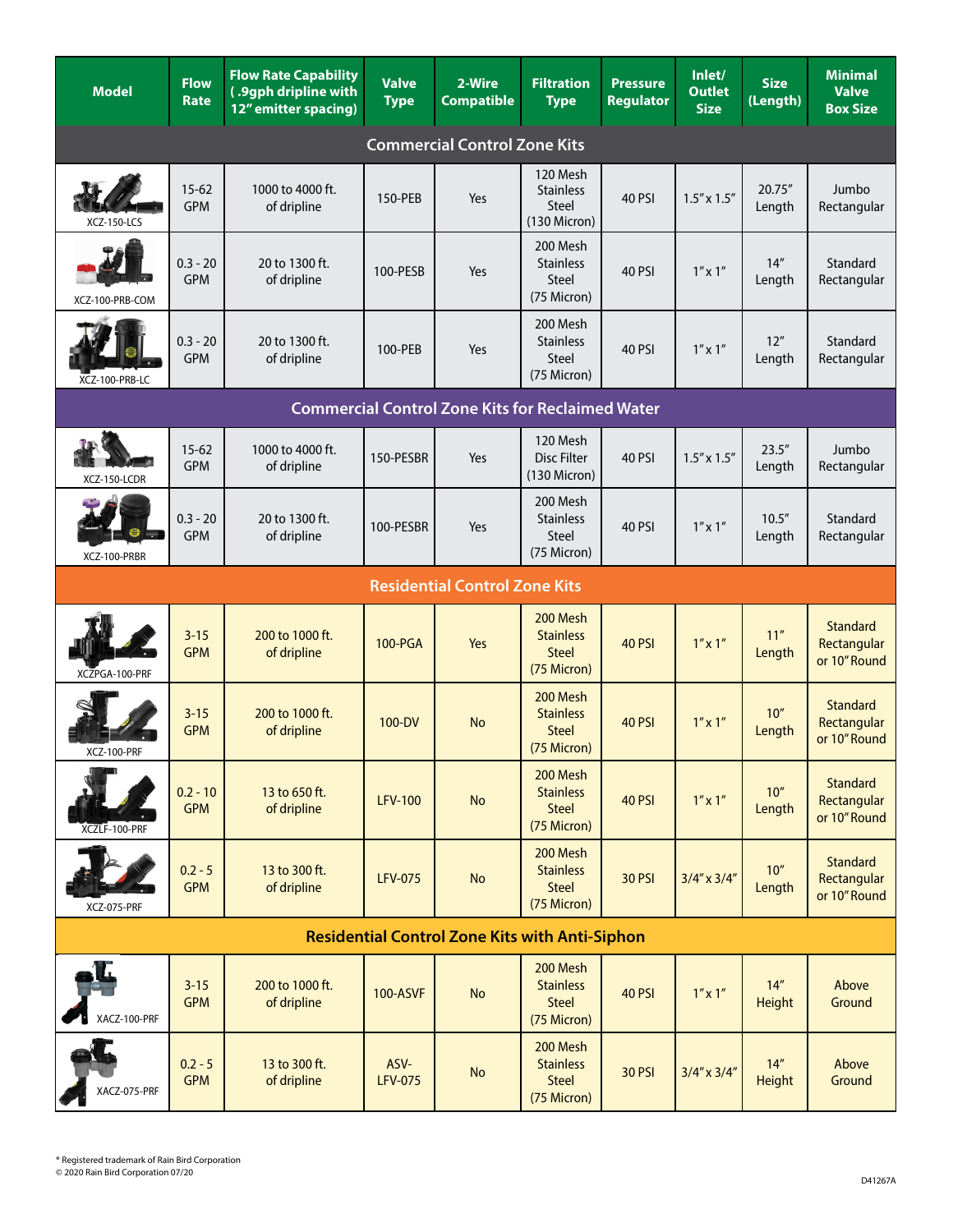| Model | Flow Rate | Flow Rate Capability (.9gph dripline with 12" emitter spacing) | Valve Type | 2-Wire Compatible | Filtration Type | Pressure Regulator | Inlet/ Outlet Size | Size (Length) | Minimal Valve Box Size |
|---|---|---|---|---|---|---|---|---|---|
| **Commercial Control Zone Kits** | | | | | | | | | |
| XCZ-150-LCS | 15-62 GPM | 1000 to 4000 ft. of dripline | 150-PEB | Yes | 120 Mesh Stainless Steel (130 Micron) | 40 PSI | 1.5" x 1.5" | 20.75" Length | Jumbo Rectangular |
| XCZ-100-PRB-COM | 0.3 - 20 GPM | 20 to 1300 ft. of dripline | 100-PESB | Yes | 200 Mesh Stainless Steel (75 Micron) | 40 PSI | 1" x 1" | 14" Length | Standard Rectangular |
| XCZ-100-PRB-LC | 0.3 - 20 GPM | 20 to 1300 ft. of dripline | 100-PEB | Yes | 200 Mesh Stainless Steel (75 Micron) | 40 PSI | 1" x 1" | 12" Length | Standard Rectangular |
| **Commercial Control Zone Kits for Reclaimed Water** | | | | | | | | | |
| XCZ-150-LCDR | 15-62 GPM | 1000 to 4000 ft. of dripline | 150-PESBR | Yes | 120 Mesh Disc Filter (130 Micron) | 40 PSI | 1.5" x 1.5" | 23.5" Length | Jumbo Rectangular |
| XCZ-100-PRBR | 0.3 - 20 GPM | 20 to 1300 ft. of dripline | 100-PESBR | Yes | 200 Mesh Stainless Steel (75 Micron) | 40 PSI | 1" x 1" | 10.5" Length | Standard Rectangular |
| **Residential Control Zone Kits** | | | | | | | | | |
| XCZPGA-100-PRF | 3-15 GPM | 200 to 1000 ft. of dripline | 100-PGA | Yes | 200 Mesh Stainless Steel (75 Micron) | 40 PSI | 1" x 1" | 11" Length | Standard Rectangular or 10" Round |
| XCZ-100-PRF | 3-15 GPM | 200 to 1000 ft. of dripline | 100-DV | No | 200 Mesh Stainless Steel (75 Micron) | 40 PSI | 1" x 1" | 10" Length | Standard Rectangular or 10" Round |
| XCZLF-100-PRF | 0.2 - 10 GPM | 13 to 650 ft. of dripline | LFV-100 | No | 200 Mesh Stainless Steel (75 Micron) | 40 PSI | 1" x 1" | 10" Length | Standard Rectangular or 10" Round |
| XCZ-075-PRF | 0.2 - 5 GPM | 13 to 300 ft. of dripline | LFV-075 | No | 200 Mesh Stainless Steel (75 Micron) | 30 PSI | 3/4" x 3/4" | 10" Length | Standard Rectangular or 10" Round |
| **Residential Control Zone Kits with Anti-Siphon** | | | | | | | | | |
| XACZ-100-PRF | 3-15 GPM | 200 to 1000 ft. of dripline | 100-ASVF | No | 200 Mesh Stainless Steel (75 Micron) | 40 PSI | 1" x 1" | 14" Height | Above Ground |
| XACZ-075-PRF | 0.2 - 5 GPM | 13 to 300 ft. of dripline | ASV-LFV-075 | No | 200 Mesh Stainless Steel (75 Micron) | 30 PSI | 3/4" x 3/4" | 14" Height | Above Ground |

® Registered trademark of Rain Bird Corporation
© 2020 Rain Bird Corporation 07/20

D41267A